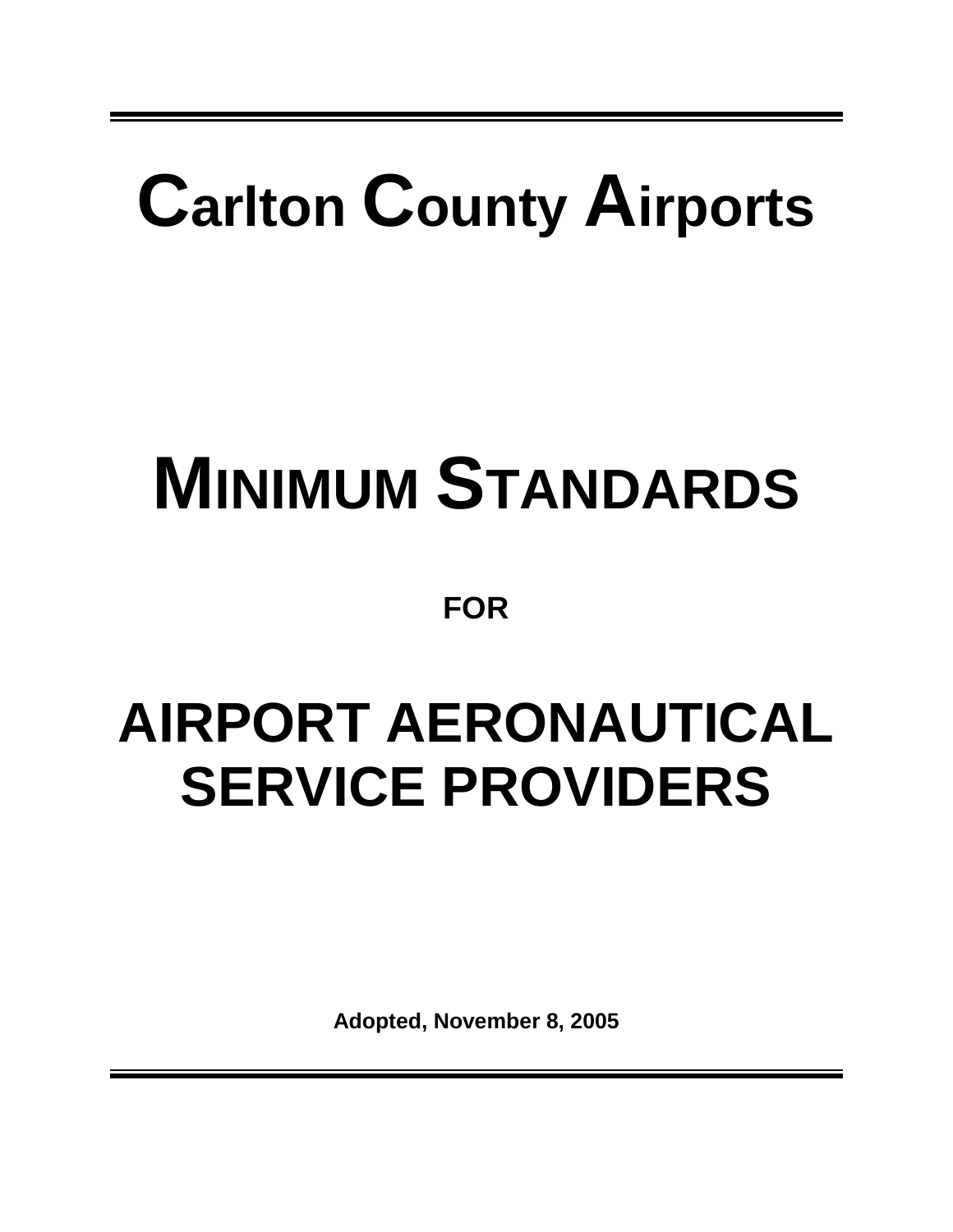# Carlton County Airports

# MINIMUM STANDARDS

**FOR**

# AIRPORT AERONAUTICAL SERVICE PROVIDERS

**Adopted, November 8, 2005**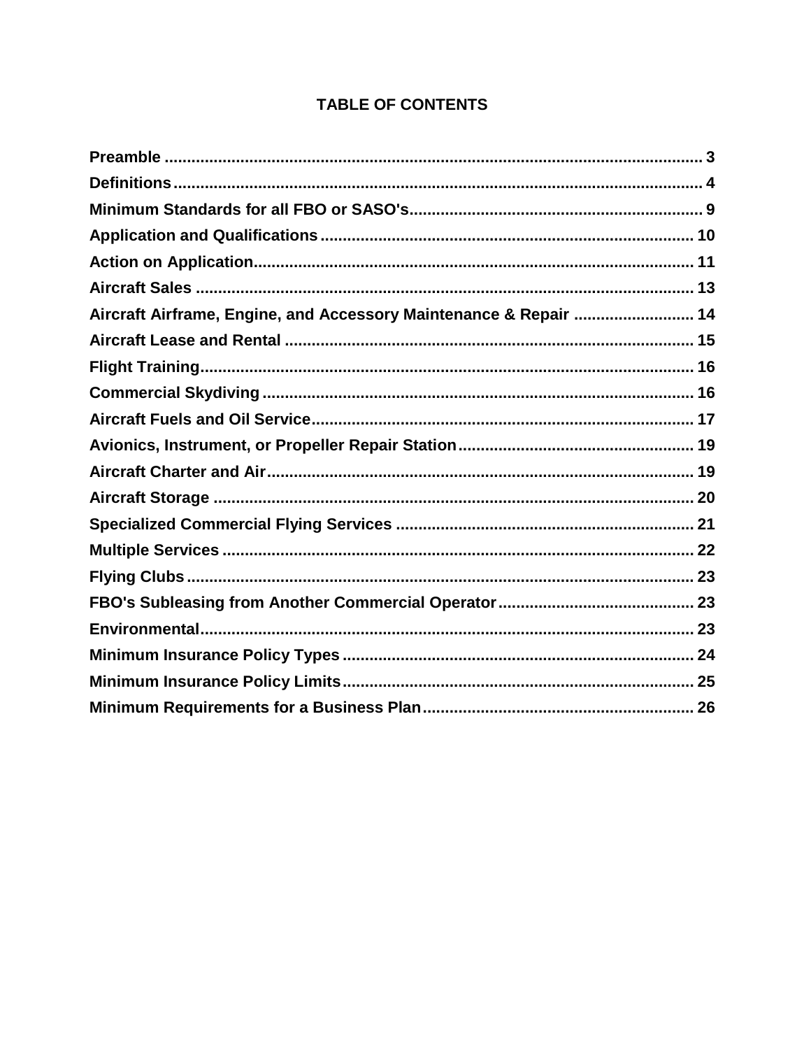# TABLE OF CONTENTS

| Section | Page |
|---|---|
| **Preamble** | 3 |
| **Definitions** | 4 |
| **Minimum Standards for all FBO or SASO's** | 9 |
| **Application and Qualifications** | 10 |
| **Action on Application** | 11 |
| **Aircraft Sales** | 13 |
| **Aircraft Airframe, Engine, and Accessory Maintenance & Repair** | 14 |
| **Aircraft Lease and Rental** | 15 |
| **Flight Training** | 16 |
| **Commercial Skydiving** | 16 |
| **Aircraft Fuels and Oil Service** | 17 |
| **Avionics, Instrument, or Propeller Repair Station** | 19 |
| **Aircraft Charter and Air** | 19 |
| **Aircraft Storage** | 20 |
| **Specialized Commercial Flying Services** | 21 |
| **Multiple Services** | 22 |
| **Flying Clubs** | 23 |
| **FBO's Subleasing from Another Commercial Operator** | 23 |
| **Environmental** | 23 |
| **Minimum Insurance Policy Types** | 24 |
| **Minimum Insurance Policy Limits** | 25 |
| **Minimum Requirements for a Business Plan** | 26 |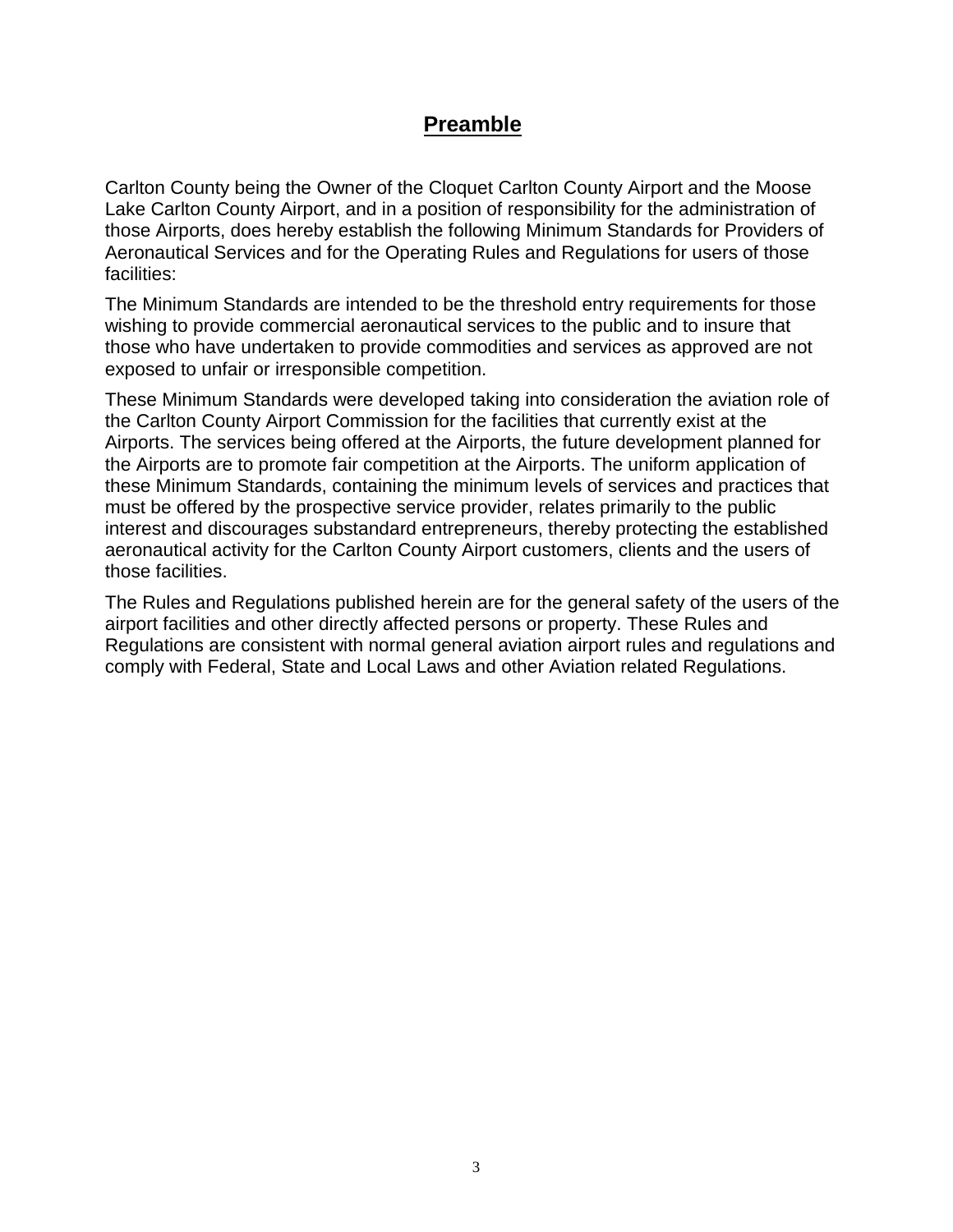# **Preamble**

Carlton County being the Owner of the Cloquet Carlton County Airport and the Moose Lake Carlton County Airport, and in a position of responsibility for the administration of those Airports, does hereby establish the following Minimum Standards for Providers of Aeronautical Services and for the Operating Rules and Regulations for users of those facilities:

The Minimum Standards are intended to be the threshold entry requirements for those wishing to provide commercial aeronautical services to the public and to insure that those who have undertaken to provide commodities and services as approved are not exposed to unfair or irresponsible competition.

These Minimum Standards were developed taking into consideration the aviation role of the Carlton County Airport Commission for the facilities that currently exist at the Airports. The services being offered at the Airports, the future development planned for the Airports are to promote fair competition at the Airports. The uniform application of these Minimum Standards, containing the minimum levels of services and practices that must be offered by the prospective service provider, relates primarily to the public interest and discourages substandard entrepreneurs, thereby protecting the established aeronautical activity for the Carlton County Airport customers, clients and the users of those facilities.

The Rules and Regulations published herein are for the general safety of the users of the airport facilities and other directly affected persons or property. These Rules and Regulations are consistent with normal general aviation airport rules and regulations and comply with Federal, State and Local Laws and other Aviation related Regulations.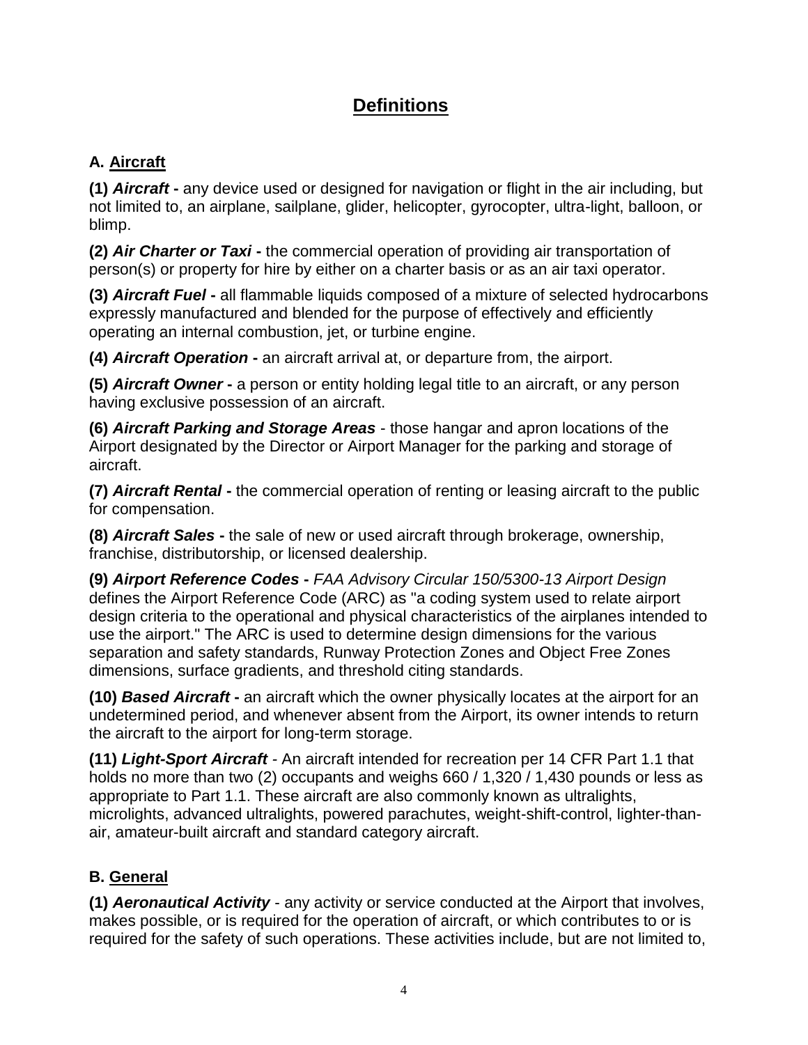# Definitions

## A. Aircraft

**(1)** ***Aircraft*** **-** any device used or designed for navigation or flight in the air including, but not limited to, an airplane, sailplane, glider, helicopter, gyrocopter, ultra-light, balloon, or blimp.

**(2)** ***Air Charter or Taxi*** **-** the commercial operation of providing air transportation of person(s) or property for hire by either on a charter basis or as an air taxi operator.

**(3)** ***Aircraft Fuel*** **-** all flammable liquids composed of a mixture of selected hydrocarbons expressly manufactured and blended for the purpose of effectively and efficiently operating an internal combustion, jet, or turbine engine.

**(4)** ***Aircraft Operation*** **-** an aircraft arrival at, or departure from, the airport.

**(5)** ***Aircraft Owner*** **-** a person or entity holding legal title to an aircraft, or any person having exclusive possession of an aircraft.

**(6)** ***Aircraft Parking and Storage Areas*** - those hangar and apron locations of the Airport designated by the Director or Airport Manager for the parking and storage of aircraft.

**(7)** ***Aircraft Rental*** **-** the commercial operation of renting or leasing aircraft to the public for compensation.

**(8)** ***Aircraft Sales*** **-** the sale of new or used aircraft through brokerage, ownership, franchise, distributorship, or licensed dealership.

**(9)** ***Airport Reference Codes*** **-** *FAA Advisory Circular 150/5300-13 Airport Design* defines the Airport Reference Code (ARC) as "a coding system used to relate airport design criteria to the operational and physical characteristics of the airplanes intended to use the airport." The ARC is used to determine design dimensions for the various separation and safety standards, Runway Protection Zones and Object Free Zones dimensions, surface gradients, and threshold citing standards.

**(10)** ***Based Aircraft*** **-** an aircraft which the owner physically locates at the airport for an undetermined period, and whenever absent from the Airport, its owner intends to return the aircraft to the airport for long-term storage.

**(11)** ***Light-Sport Aircraft*** - An aircraft intended for recreation per 14 CFR Part 1.1 that holds no more than two (2) occupants and weighs 660 / 1,320 / 1,430 pounds or less as appropriate to Part 1.1. These aircraft are also commonly known as ultralights, microlights, advanced ultralights, powered parachutes, weight-shift-control, lighter-than-air, amateur-built aircraft and standard category aircraft.

## B. General

**(1)** ***Aeronautical Activity*** - any activity or service conducted at the Airport that involves, makes possible, or is required for the operation of aircraft, or which contributes to or is required for the safety of such operations. These activities include, but are not limited to,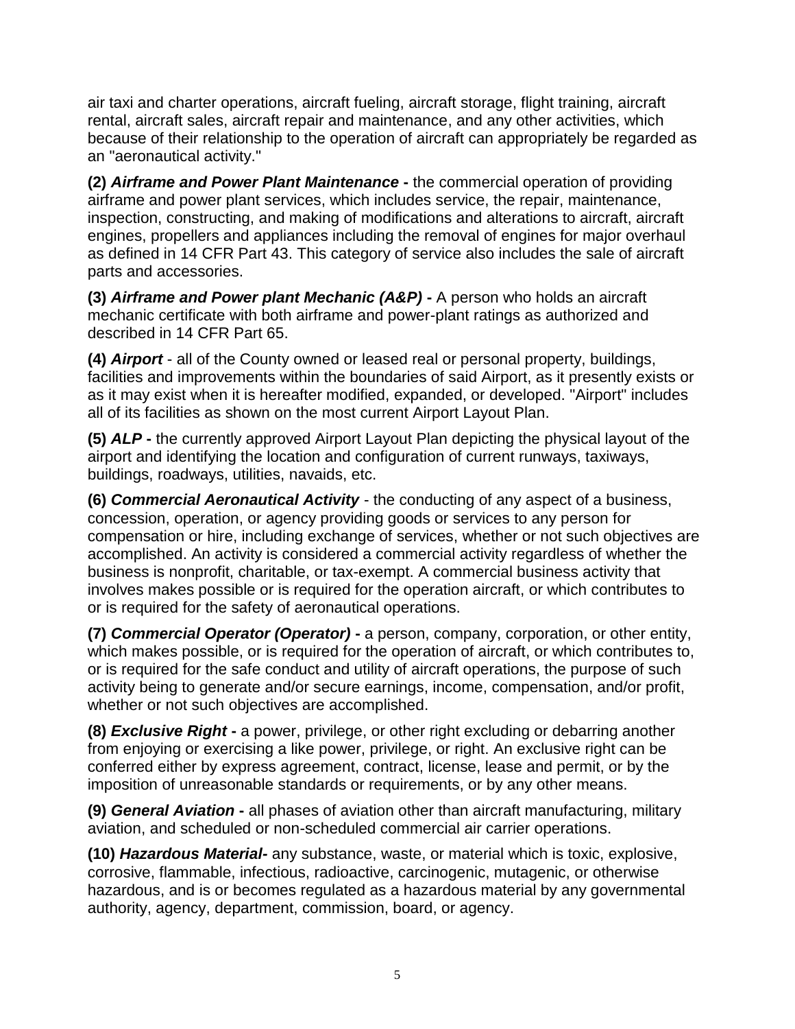air taxi and charter operations, aircraft fueling, aircraft storage, flight training, aircraft rental, aircraft sales, aircraft repair and maintenance, and any other activities, which because of their relationship to the operation of aircraft can appropriately be regarded as an "aeronautical activity."

**(2)** ***Airframe and Power Plant Maintenance*** **-** the commercial operation of providing airframe and power plant services, which includes service, the repair, maintenance, inspection, constructing, and making of modifications and alterations to aircraft, aircraft engines, propellers and appliances including the removal of engines for major overhaul as defined in 14 CFR Part 43. This category of service also includes the sale of aircraft parts and accessories.

**(3)** ***Airframe and Power plant Mechanic (A&P)*** **-** A person who holds an aircraft mechanic certificate with both airframe and power-plant ratings as authorized and described in 14 CFR Part 65.

**(4)** ***Airport*** - all of the County owned or leased real or personal property, buildings, facilities and improvements within the boundaries of said Airport, as it presently exists or as it may exist when it is hereafter modified, expanded, or developed. "Airport" includes all of its facilities as shown on the most current Airport Layout Plan.

**(5)** ***ALP*** **-** the currently approved Airport Layout Plan depicting the physical layout of the airport and identifying the location and configuration of current runways, taxiways, buildings, roadways, utilities, navaids, etc.

**(6)** ***Commercial Aeronautical Activity*** - the conducting of any aspect of a business, concession, operation, or agency providing goods or services to any person for compensation or hire, including exchange of services, whether or not such objectives are accomplished. An activity is considered a commercial activity regardless of whether the business is nonprofit, charitable, or tax-exempt. A commercial business activity that involves makes possible or is required for the operation aircraft, or which contributes to or is required for the safety of aeronautical operations.

**(7)** ***Commercial Operator (Operator)*** **-** a person, company, corporation, or other entity, which makes possible, or is required for the operation of aircraft, or which contributes to, or is required for the safe conduct and utility of aircraft operations, the purpose of such activity being to generate and/or secure earnings, income, compensation, and/or profit, whether or not such objectives are accomplished.

**(8)** ***Exclusive Right*** **-** a power, privilege, or other right excluding or debarring another from enjoying or exercising a like power, privilege, or right. An exclusive right can be conferred either by express agreement, contract, license, lease and permit, or by the imposition of unreasonable standards or requirements, or by any other means.

**(9)** ***General Aviation*** **-** all phases of aviation other than aircraft manufacturing, military aviation, and scheduled or non-scheduled commercial air carrier operations.

**(10)** ***Hazardous Material-*** any substance, waste, or material which is toxic, explosive, corrosive, flammable, infectious, radioactive, carcinogenic, mutagenic, or otherwise hazardous, and is or becomes regulated as a hazardous material by any governmental authority, agency, department, commission, board, or agency.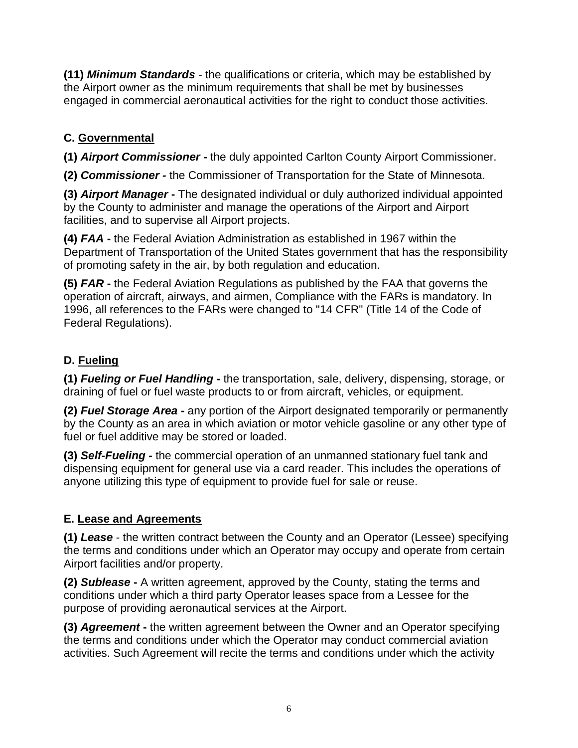**(11)** ***Minimum Standards*** - the qualifications or criteria, which may be established by the Airport owner as the minimum requirements that shall be met by businesses engaged in commercial aeronautical activities for the right to conduct those activities.

### C. Governmental

**(1)** ***Airport Commissioner*** **-** the duly appointed Carlton County Airport Commissioner.

**(2)** ***Commissioner -*** the Commissioner of Transportation for the State of Minnesota.

**(3)** ***Airport Manager*** **-** The designated individual or duly authorized individual appointed by the County to administer and manage the operations of the Airport and Airport facilities, and to supervise all Airport projects.

**(4)** ***FAA*** **-** the Federal Aviation Administration as established in 1967 within the Department of Transportation of the United States government that has the responsibility of promoting safety in the air, by both regulation and education.

**(5)** ***FAR*** **-** the Federal Aviation Regulations as published by the FAA that governs the operation of aircraft, airways, and airmen, Compliance with the FARs is mandatory. In 1996, all references to the FARs were changed to "14 CFR" (Title 14 of the Code of Federal Regulations).

### D. Fueling

**(1)** ***Fueling or Fuel Handling*** **-** the transportation, sale, delivery, dispensing, storage, or draining of fuel or fuel waste products to or from aircraft, vehicles, or equipment.

**(2)** ***Fuel Storage Area*** **-** any portion of the Airport designated temporarily or permanently by the County as an area in which aviation or motor vehicle gasoline or any other type of fuel or fuel additive may be stored or loaded.

**(3)** ***Self-Fueling*** **-** the commercial operation of an unmanned stationary fuel tank and dispensing equipment for general use via a card reader. This includes the operations of anyone utilizing this type of equipment to provide fuel for sale or reuse.

### E. Lease and Agreements

**(1)** ***Lease*** - the written contract between the County and an Operator (Lessee) specifying the terms and conditions under which an Operator may occupy and operate from certain Airport facilities and/or property.

**(2)** ***Sublease*** **-** A written agreement, approved by the County, stating the terms and conditions under which a third party Operator leases space from a Lessee for the purpose of providing aeronautical services at the Airport.

**(3)** ***Agreement*** **-** the written agreement between the Owner and an Operator specifying the terms and conditions under which the Operator may conduct commercial aviation activities. Such Agreement will recite the terms and conditions under which the activity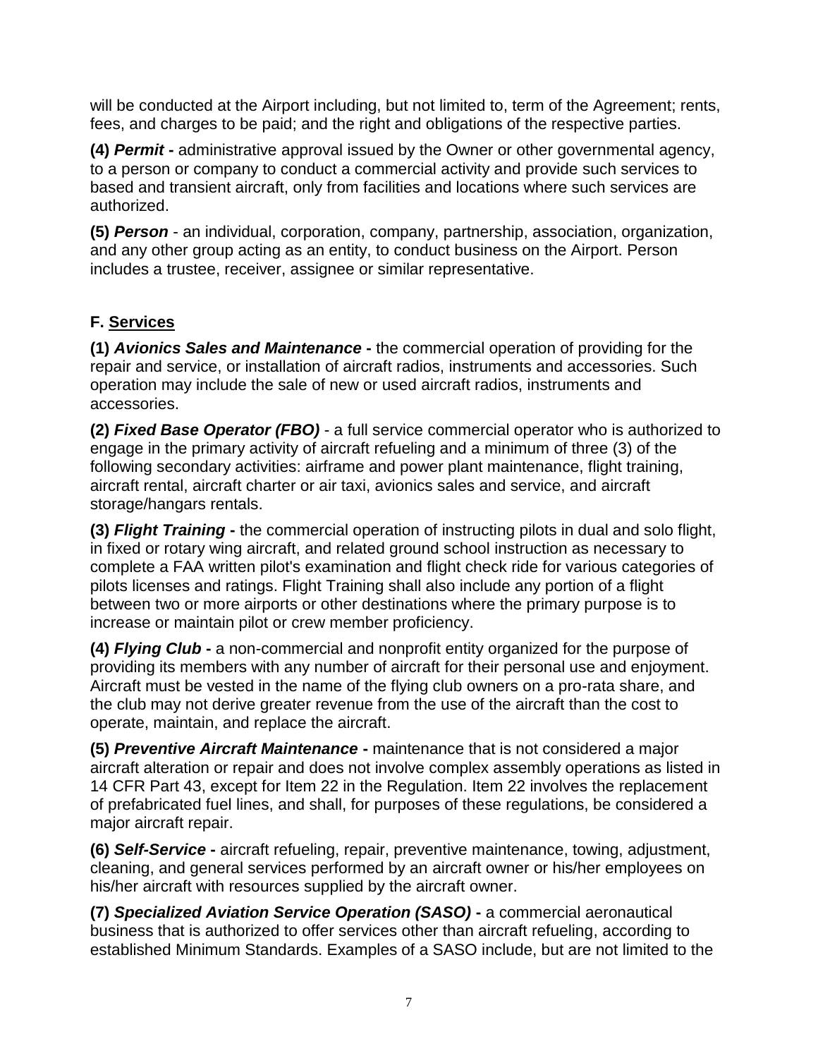will be conducted at the Airport including, but not limited to, term of the Agreement; rents, fees, and charges to be paid; and the right and obligations of the respective parties.

**(4)** ***Permit*** **-** administrative approval issued by the Owner or other governmental agency, to a person or company to conduct a commercial activity and provide such services to based and transient aircraft, only from facilities and locations where such services are authorized.

**(5)** ***Person*** - an individual, corporation, company, partnership, association, organization, and any other group acting as an entity, to conduct business on the Airport. Person includes a trustee, receiver, assignee or similar representative.

### F. Services

**(1)** ***Avionics Sales and Maintenance*** **-** the commercial operation of providing for the repair and service, or installation of aircraft radios, instruments and accessories. Such operation may include the sale of new or used aircraft radios, instruments and accessories.

**(2)** ***Fixed Base Operator (FBO)*** - a full service commercial operator who is authorized to engage in the primary activity of aircraft refueling and a minimum of three (3) of the following secondary activities: airframe and power plant maintenance, flight training, aircraft rental, aircraft charter or air taxi, avionics sales and service, and aircraft storage/hangars rentals.

**(3)** ***Flight Training*** **-** the commercial operation of instructing pilots in dual and solo flight, in fixed or rotary wing aircraft, and related ground school instruction as necessary to complete a FAA written pilot's examination and flight check ride for various categories of pilots licenses and ratings. Flight Training shall also include any portion of a flight between two or more airports or other destinations where the primary purpose is to increase or maintain pilot or crew member proficiency.

**(4)** ***Flying Club*** **-** a non-commercial and nonprofit entity organized for the purpose of providing its members with any number of aircraft for their personal use and enjoyment. Aircraft must be vested in the name of the flying club owners on a pro-rata share, and the club may not derive greater revenue from the use of the aircraft than the cost to operate, maintain, and replace the aircraft.

**(5)** ***Preventive Aircraft Maintenance*** **-** maintenance that is not considered a major aircraft alteration or repair and does not involve complex assembly operations as listed in 14 CFR Part 43, except for Item 22 in the Regulation. Item 22 involves the replacement of prefabricated fuel lines, and shall, for purposes of these regulations, be considered a major aircraft repair.

**(6)** ***Self-Service*** **-** aircraft refueling, repair, preventive maintenance, towing, adjustment, cleaning, and general services performed by an aircraft owner or his/her employees on his/her aircraft with resources supplied by the aircraft owner.

**(7)** ***Specialized Aviation Service Operation (SASO)*** **-** a commercial aeronautical business that is authorized to offer services other than aircraft refueling, according to established Minimum Standards. Examples of a SASO include, but are not limited to the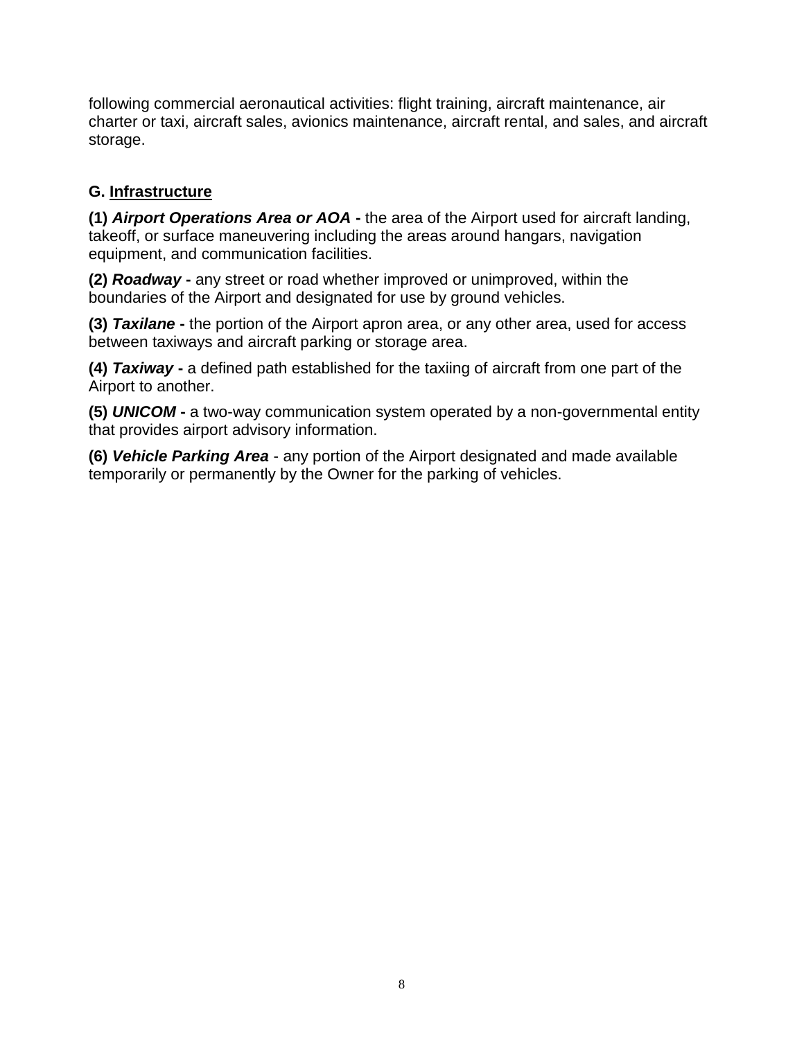following commercial aeronautical activities: flight training, aircraft maintenance, air charter or taxi, aircraft sales, avionics maintenance, aircraft rental, and sales, and aircraft storage.

## G. <u>Infrastructure</u>

**(1)** ***Airport Operations Area or AOA*** **-** the area of the Airport used for aircraft landing, takeoff, or surface maneuvering including the areas around hangars, navigation equipment, and communication facilities.

**(2)** ***Roadway*** **-** any street or road whether improved or unimproved, within the boundaries of the Airport and designated for use by ground vehicles.

**(3)** ***Taxilane*** **-** the portion of the Airport apron area, or any other area, used for access between taxiways and aircraft parking or storage area.

**(4)** ***Taxiway*** **-** a defined path established for the taxiing of aircraft from one part of the Airport to another.

**(5)** ***UNICOM*** **-** a two-way communication system operated by a non-governmental entity that provides airport advisory information.

**(6)** ***Vehicle Parking Area*** - any portion of the Airport designated and made available temporarily or permanently by the Owner for the parking of vehicles.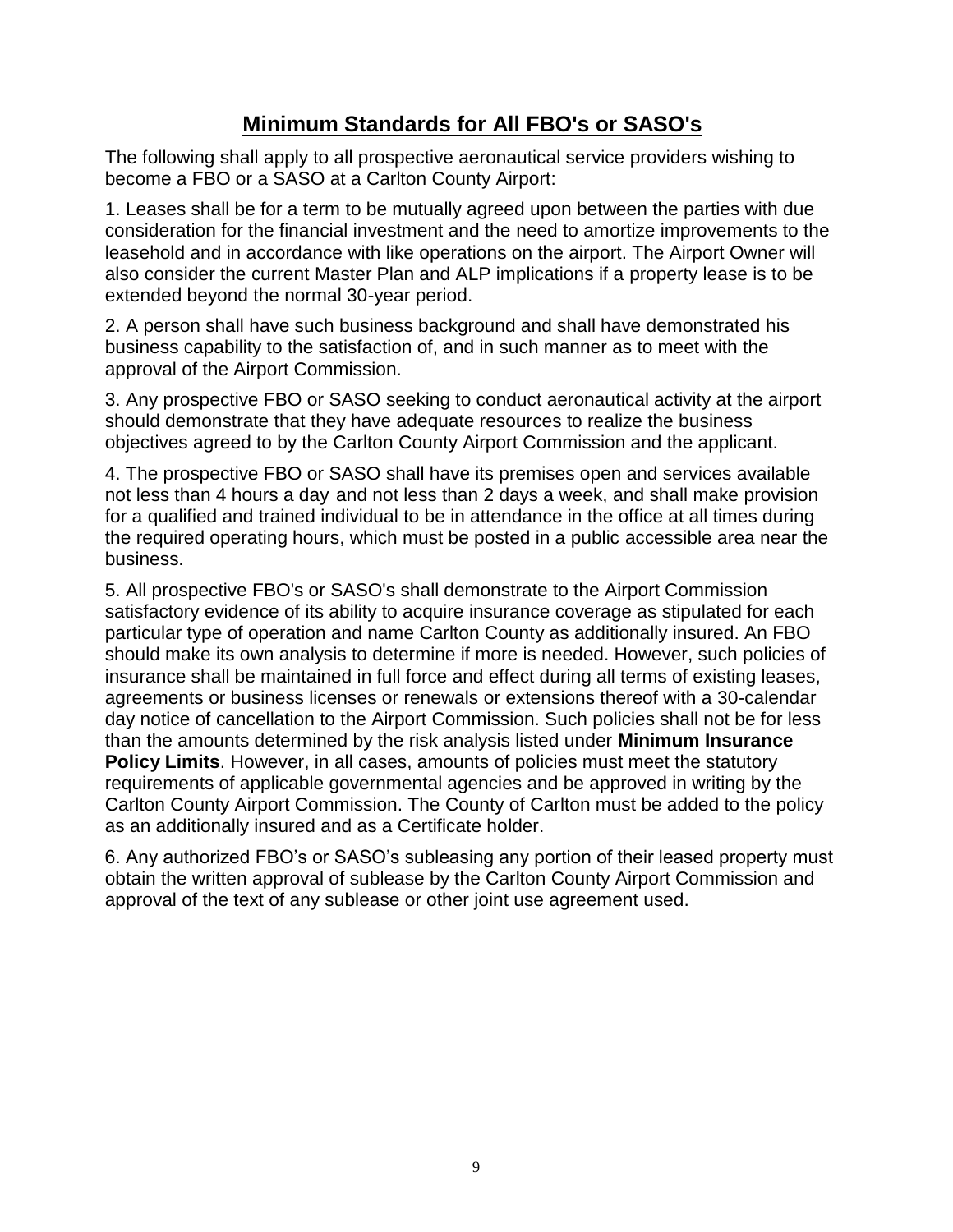## Minimum Standards for All FBO's or SASO's

The following shall apply to all prospective aeronautical service providers wishing to become a FBO or a SASO at a Carlton County Airport:

1. Leases shall be for a term to be mutually agreed upon between the parties with due consideration for the financial investment and the need to amortize improvements to the leasehold and in accordance with like operations on the airport. The Airport Owner will also consider the current Master Plan and ALP implications if a property lease is to be extended beyond the normal 30-year period.

2. A person shall have such business background and shall have demonstrated his business capability to the satisfaction of, and in such manner as to meet with the approval of the Airport Commission.

3. Any prospective FBO or SASO seeking to conduct aeronautical activity at the airport should demonstrate that they have adequate resources to realize the business objectives agreed to by the Carlton County Airport Commission and the applicant.

4. The prospective FBO or SASO shall have its premises open and services available not less than 4 hours a day and not less than 2 days a week, and shall make provision for a qualified and trained individual to be in attendance in the office at all times during the required operating hours, which must be posted in a public accessible area near the business.

5. All prospective FBO's or SASO's shall demonstrate to the Airport Commission satisfactory evidence of its ability to acquire insurance coverage as stipulated for each particular type of operation and name Carlton County as additionally insured. An FBO should make its own analysis to determine if more is needed. However, such policies of insurance shall be maintained in full force and effect during all terms of existing leases, agreements or business licenses or renewals or extensions thereof with a 30-calendar day notice of cancellation to the Airport Commission. Such policies shall not be for less than the amounts determined by the risk analysis listed under **Minimum Insurance Policy Limits**. However, in all cases, amounts of policies must meet the statutory requirements of applicable governmental agencies and be approved in writing by the Carlton County Airport Commission. The County of Carlton must be added to the policy as an additionally insured and as a Certificate holder.

6. Any authorized FBO's or SASO's subleasing any portion of their leased property must obtain the written approval of sublease by the Carlton County Airport Commission and approval of the text of any sublease or other joint use agreement used.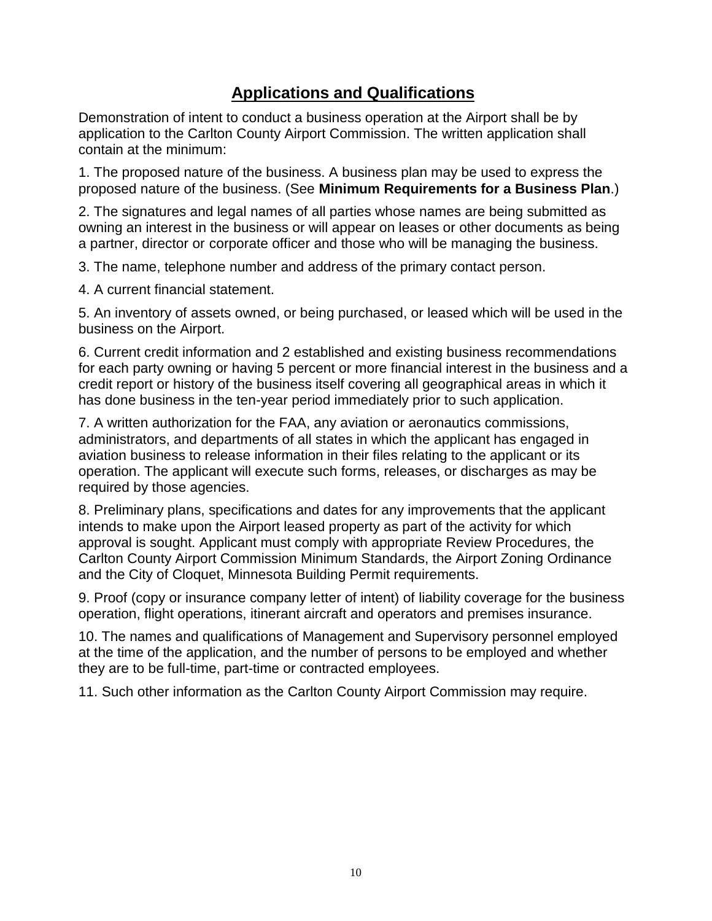# Applications and Qualifications

Demonstration of intent to conduct a business operation at the Airport shall be by application to the Carlton County Airport Commission. The written application shall contain at the minimum:

1. The proposed nature of the business. A business plan may be used to express the proposed nature of the business. (See **Minimum Requirements for a Business Plan**.)

2. The signatures and legal names of all parties whose names are being submitted as owning an interest in the business or will appear on leases or other documents as being a partner, director or corporate officer and those who will be managing the business.

3. The name, telephone number and address of the primary contact person.

4. A current financial statement.

5. An inventory of assets owned, or being purchased, or leased which will be used in the business on the Airport.

6. Current credit information and 2 established and existing business recommendations for each party owning or having 5 percent or more financial interest in the business and a credit report or history of the business itself covering all geographical areas in which it has done business in the ten-year period immediately prior to such application.

7. A written authorization for the FAA, any aviation or aeronautics commissions, administrators, and departments of all states in which the applicant has engaged in aviation business to release information in their files relating to the applicant or its operation. The applicant will execute such forms, releases, or discharges as may be required by those agencies.

8. Preliminary plans, specifications and dates for any improvements that the applicant intends to make upon the Airport leased property as part of the activity for which approval is sought. Applicant must comply with appropriate Review Procedures, the Carlton County Airport Commission Minimum Standards, the Airport Zoning Ordinance and the City of Cloquet, Minnesota Building Permit requirements.

9. Proof (copy or insurance company letter of intent) of liability coverage for the business operation, flight operations, itinerant aircraft and operators and premises insurance.

10. The names and qualifications of Management and Supervisory personnel employed at the time of the application, and the number of persons to be employed and whether they are to be full-time, part-time or contracted employees.

11. Such other information as the Carlton County Airport Commission may require.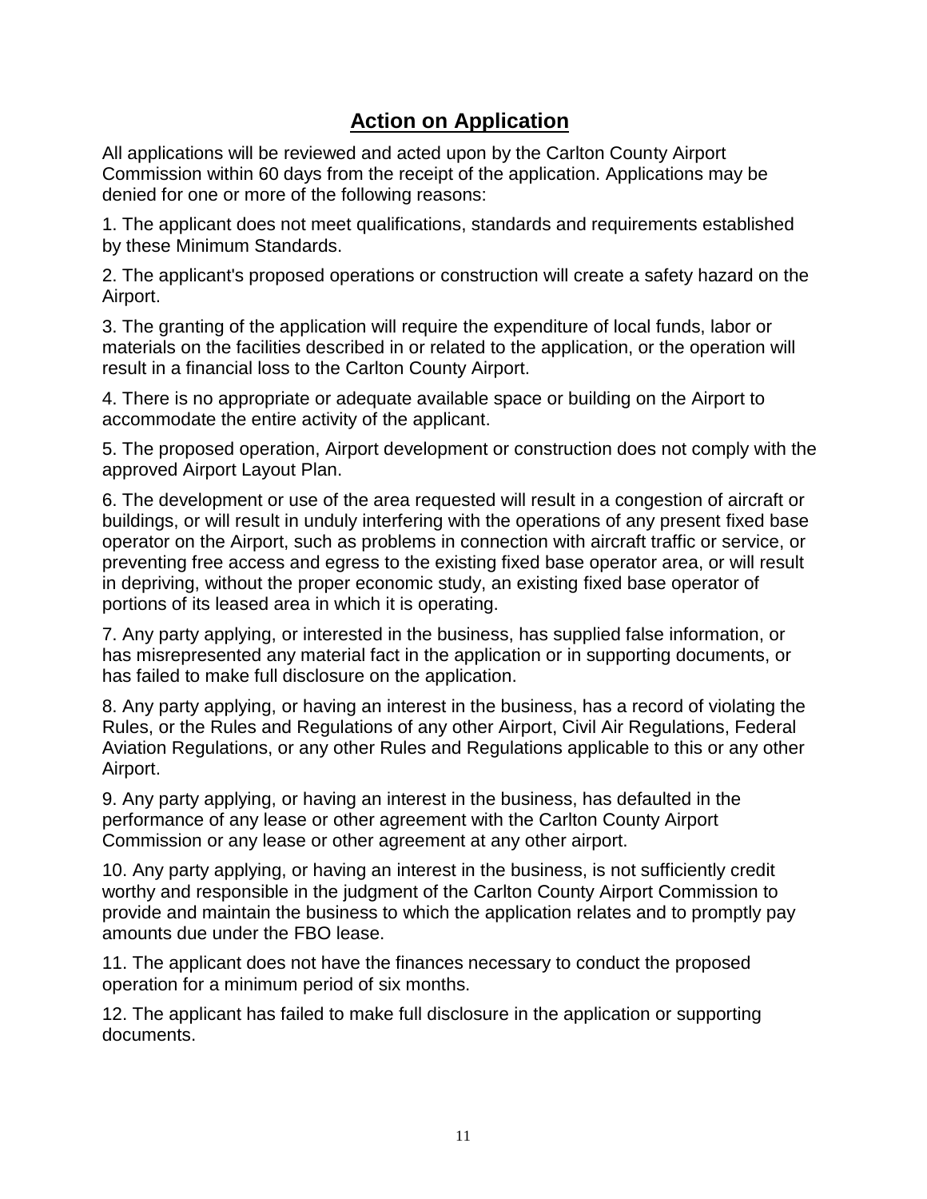## Action on Application

All applications will be reviewed and acted upon by the Carlton County Airport Commission within 60 days from the receipt of the application. Applications may be denied for one or more of the following reasons:

1. The applicant does not meet qualifications, standards and requirements established by these Minimum Standards.

2. The applicant's proposed operations or construction will create a safety hazard on the Airport.

3. The granting of the application will require the expenditure of local funds, labor or materials on the facilities described in or related to the application, or the operation will result in a financial loss to the Carlton County Airport.

4. There is no appropriate or adequate available space or building on the Airport to accommodate the entire activity of the applicant.

5. The proposed operation, Airport development or construction does not comply with the approved Airport Layout Plan.

6. The development or use of the area requested will result in a congestion of aircraft or buildings, or will result in unduly interfering with the operations of any present fixed base operator on the Airport, such as problems in connection with aircraft traffic or service, or preventing free access and egress to the existing fixed base operator area, or will result in depriving, without the proper economic study, an existing fixed base operator of portions of its leased area in which it is operating.

7. Any party applying, or interested in the business, has supplied false information, or has misrepresented any material fact in the application or in supporting documents, or has failed to make full disclosure on the application.

8. Any party applying, or having an interest in the business, has a record of violating the Rules, or the Rules and Regulations of any other Airport, Civil Air Regulations, Federal Aviation Regulations, or any other Rules and Regulations applicable to this or any other Airport.

9. Any party applying, or having an interest in the business, has defaulted in the performance of any lease or other agreement with the Carlton County Airport Commission or any lease or other agreement at any other airport.

10. Any party applying, or having an interest in the business, is not sufficiently credit worthy and responsible in the judgment of the Carlton County Airport Commission to provide and maintain the business to which the application relates and to promptly pay amounts due under the FBO lease.

11. The applicant does not have the finances necessary to conduct the proposed operation for a minimum period of six months.

12. The applicant has failed to make full disclosure in the application or supporting documents.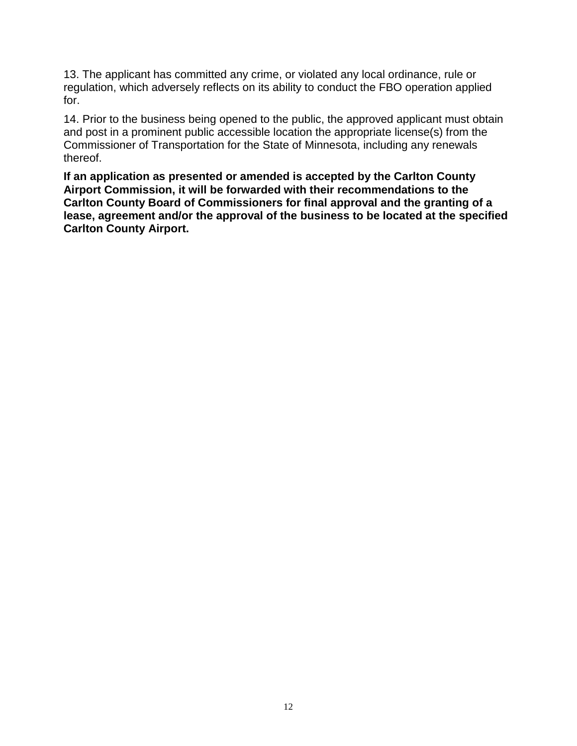13. The applicant has committed any crime, or violated any local ordinance, rule or regulation, which adversely reflects on its ability to conduct the FBO operation applied for.

14. Prior to the business being opened to the public, the approved applicant must obtain and post in a prominent public accessible location the appropriate license(s) from the Commissioner of Transportation for the State of Minnesota, including any renewals thereof.

**If an application as presented or amended is accepted by the Carlton County Airport Commission, it will be forwarded with their recommendations to the Carlton County Board of Commissioners for final approval and the granting of a lease, agreement and/or the approval of the business to be located at the specified Carlton County Airport.**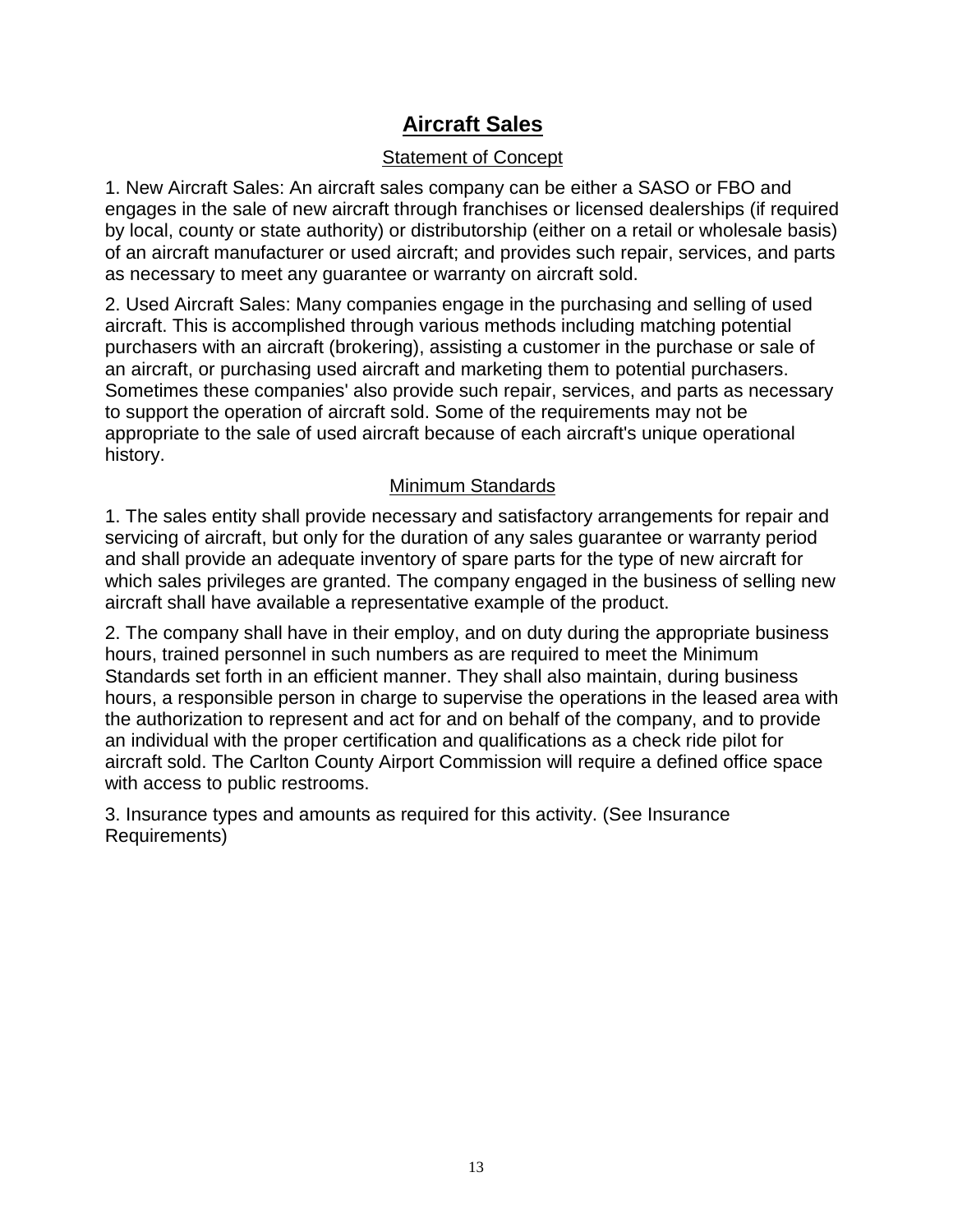# Aircraft Sales

## Statement of Concept

1. New Aircraft Sales: An aircraft sales company can be either a SASO or FBO and engages in the sale of new aircraft through franchises or licensed dealerships (if required by local, county or state authority) or distributorship (either on a retail or wholesale basis) of an aircraft manufacturer or used aircraft; and provides such repair, services, and parts as necessary to meet any guarantee or warranty on aircraft sold.

2. Used Aircraft Sales: Many companies engage in the purchasing and selling of used aircraft. This is accomplished through various methods including matching potential purchasers with an aircraft (brokering), assisting a customer in the purchase or sale of an aircraft, or purchasing used aircraft and marketing them to potential purchasers. Sometimes these companies' also provide such repair, services, and parts as necessary to support the operation of aircraft sold. Some of the requirements may not be appropriate to the sale of used aircraft because of each aircraft's unique operational history.

## Minimum Standards

1. The sales entity shall provide necessary and satisfactory arrangements for repair and servicing of aircraft, but only for the duration of any sales guarantee or warranty period and shall provide an adequate inventory of spare parts for the type of new aircraft for which sales privileges are granted. The company engaged in the business of selling new aircraft shall have available a representative example of the product.

2. The company shall have in their employ, and on duty during the appropriate business hours, trained personnel in such numbers as are required to meet the Minimum Standards set forth in an efficient manner. They shall also maintain, during business hours, a responsible person in charge to supervise the operations in the leased area with the authorization to represent and act for and on behalf of the company, and to provide an individual with the proper certification and qualifications as a check ride pilot for aircraft sold. The Carlton County Airport Commission will require a defined office space with access to public restrooms.

3. Insurance types and amounts as required for this activity. (See Insurance Requirements)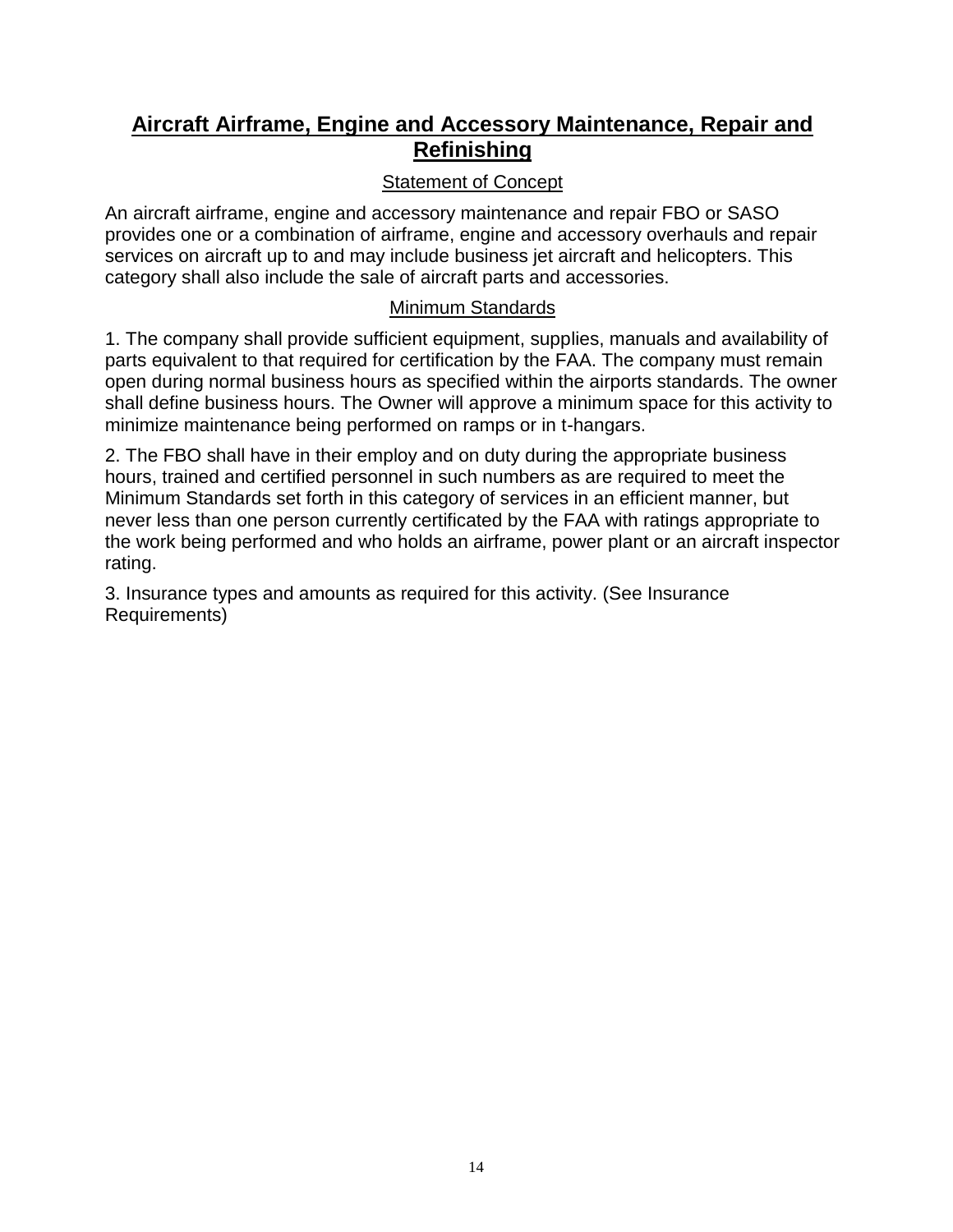## Aircraft Airframe, Engine and Accessory Maintenance, Repair and Refinishing

### Statement of Concept

An aircraft airframe, engine and accessory maintenance and repair FBO or SASO provides one or a combination of airframe, engine and accessory overhauls and repair services on aircraft up to and may include business jet aircraft and helicopters. This category shall also include the sale of aircraft parts and accessories.

### Minimum Standards

1. The company shall provide sufficient equipment, supplies, manuals and availability of parts equivalent to that required for certification by the FAA. The company must remain open during normal business hours as specified within the airports standards. The owner shall define business hours. The Owner will approve a minimum space for this activity to minimize maintenance being performed on ramps or in t-hangars.

2. The FBO shall have in their employ and on duty during the appropriate business hours, trained and certified personnel in such numbers as are required to meet the Minimum Standards set forth in this category of services in an efficient manner, but never less than one person currently certificated by the FAA with ratings appropriate to the work being performed and who holds an airframe, power plant or an aircraft inspector rating.

3. Insurance types and amounts as required for this activity. (See Insurance Requirements)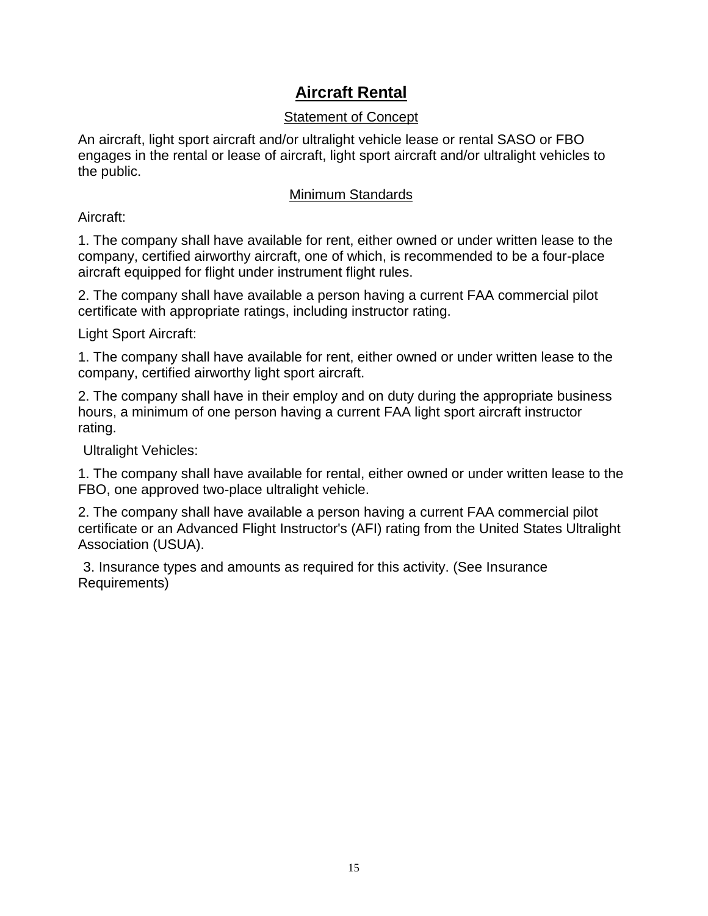# **Aircraft Rental**

## Statement of Concept

An aircraft, light sport aircraft and/or ultralight vehicle lease or rental SASO or FBO engages in the rental or lease of aircraft, light sport aircraft and/or ultralight vehicles to the public.

## Minimum Standards

Aircraft:

1. The company shall have available for rent, either owned or under written lease to the company, certified airworthy aircraft, one of which, is recommended to be a four-place aircraft equipped for flight under instrument flight rules.

2. The company shall have available a person having a current FAA commercial pilot certificate with appropriate ratings, including instructor rating.

Light Sport Aircraft:

1. The company shall have available for rent, either owned or under written lease to the company, certified airworthy light sport aircraft.

2. The company shall have in their employ and on duty during the appropriate business hours, a minimum of one person having a current FAA light sport aircraft instructor rating.

Ultralight Vehicles:

1. The company shall have available for rental, either owned or under written lease to the FBO, one approved two-place ultralight vehicle.

2. The company shall have available a person having a current FAA commercial pilot certificate or an Advanced Flight Instructor's (AFI) rating from the United States Ultralight Association (USUA).

3. Insurance types and amounts as required for this activity. (See Insurance Requirements)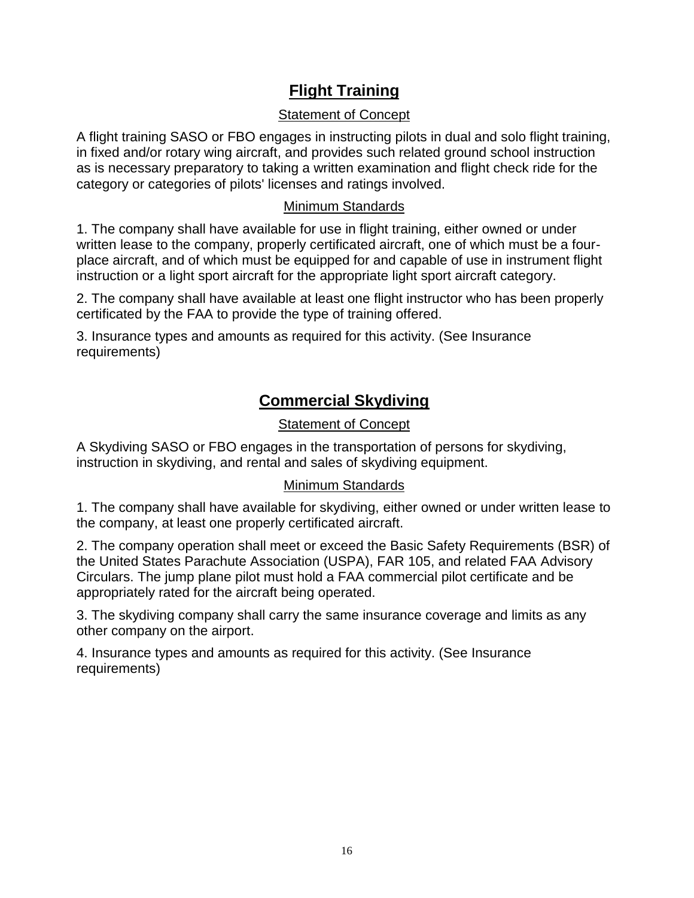## Flight Training

Statement of Concept

A flight training SASO or FBO engages in instructing pilots in dual and solo flight training, in fixed and/or rotary wing aircraft, and provides such related ground school instruction as is necessary preparatory to taking a written examination and flight check ride for the category or categories of pilots' licenses and ratings involved.

Minimum Standards

1. The company shall have available for use in flight training, either owned or under written lease to the company, properly certificated aircraft, one of which must be a four-place aircraft, and of which must be equipped for and capable of use in instrument flight instruction or a light sport aircraft for the appropriate light sport aircraft category.

2. The company shall have available at least one flight instructor who has been properly certificated by the FAA to provide the type of training offered.

3. Insurance types and amounts as required for this activity. (See Insurance requirements)

## Commercial Skydiving

Statement of Concept

A Skydiving SASO or FBO engages in the transportation of persons for skydiving, instruction in skydiving, and rental and sales of skydiving equipment.

Minimum Standards

1. The company shall have available for skydiving, either owned or under written lease to the company, at least one properly certificated aircraft.

2. The company operation shall meet or exceed the Basic Safety Requirements (BSR) of the United States Parachute Association (USPA), FAR 105, and related FAA Advisory Circulars. The jump plane pilot must hold a FAA commercial pilot certificate and be appropriately rated for the aircraft being operated.

3. The skydiving company shall carry the same insurance coverage and limits as any other company on the airport.

4. Insurance types and amounts as required for this activity. (See Insurance requirements)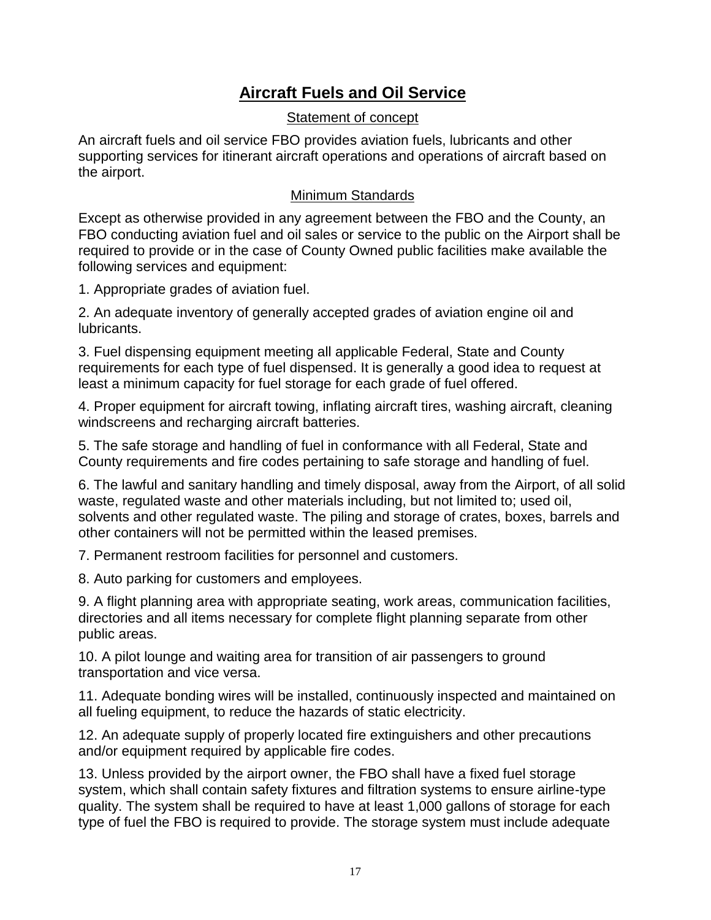## Aircraft Fuels and Oil Service

### Statement of concept

An aircraft fuels and oil service FBO provides aviation fuels, lubricants and other supporting services for itinerant aircraft operations and operations of aircraft based on the airport.

### Minimum Standards

Except as otherwise provided in any agreement between the FBO and the County, an FBO conducting aviation fuel and oil sales or service to the public on the Airport shall be required to provide or in the case of County Owned public facilities make available the following services and equipment:

1. Appropriate grades of aviation fuel.

2. An adequate inventory of generally accepted grades of aviation engine oil and lubricants.

3. Fuel dispensing equipment meeting all applicable Federal, State and County requirements for each type of fuel dispensed. It is generally a good idea to request at least a minimum capacity for fuel storage for each grade of fuel offered.

4. Proper equipment for aircraft towing, inflating aircraft tires, washing aircraft, cleaning windscreens and recharging aircraft batteries.

5. The safe storage and handling of fuel in conformance with all Federal, State and County requirements and fire codes pertaining to safe storage and handling of fuel.

6. The lawful and sanitary handling and timely disposal, away from the Airport, of all solid waste, regulated waste and other materials including, but not limited to; used oil, solvents and other regulated waste. The piling and storage of crates, boxes, barrels and other containers will not be permitted within the leased premises.

7. Permanent restroom facilities for personnel and customers.

8. Auto parking for customers and employees.

9. A flight planning area with appropriate seating, work areas, communication facilities, directories and all items necessary for complete flight planning separate from other public areas.

10. A pilot lounge and waiting area for transition of air passengers to ground transportation and vice versa.

11. Adequate bonding wires will be installed, continuously inspected and maintained on all fueling equipment, to reduce the hazards of static electricity.

12. An adequate supply of properly located fire extinguishers and other precautions and/or equipment required by applicable fire codes.

13. Unless provided by the airport owner, the FBO shall have a fixed fuel storage system, which shall contain safety fixtures and filtration systems to ensure airline-type quality. The system shall be required to have at least 1,000 gallons of storage for each type of fuel the FBO is required to provide. The storage system must include adequate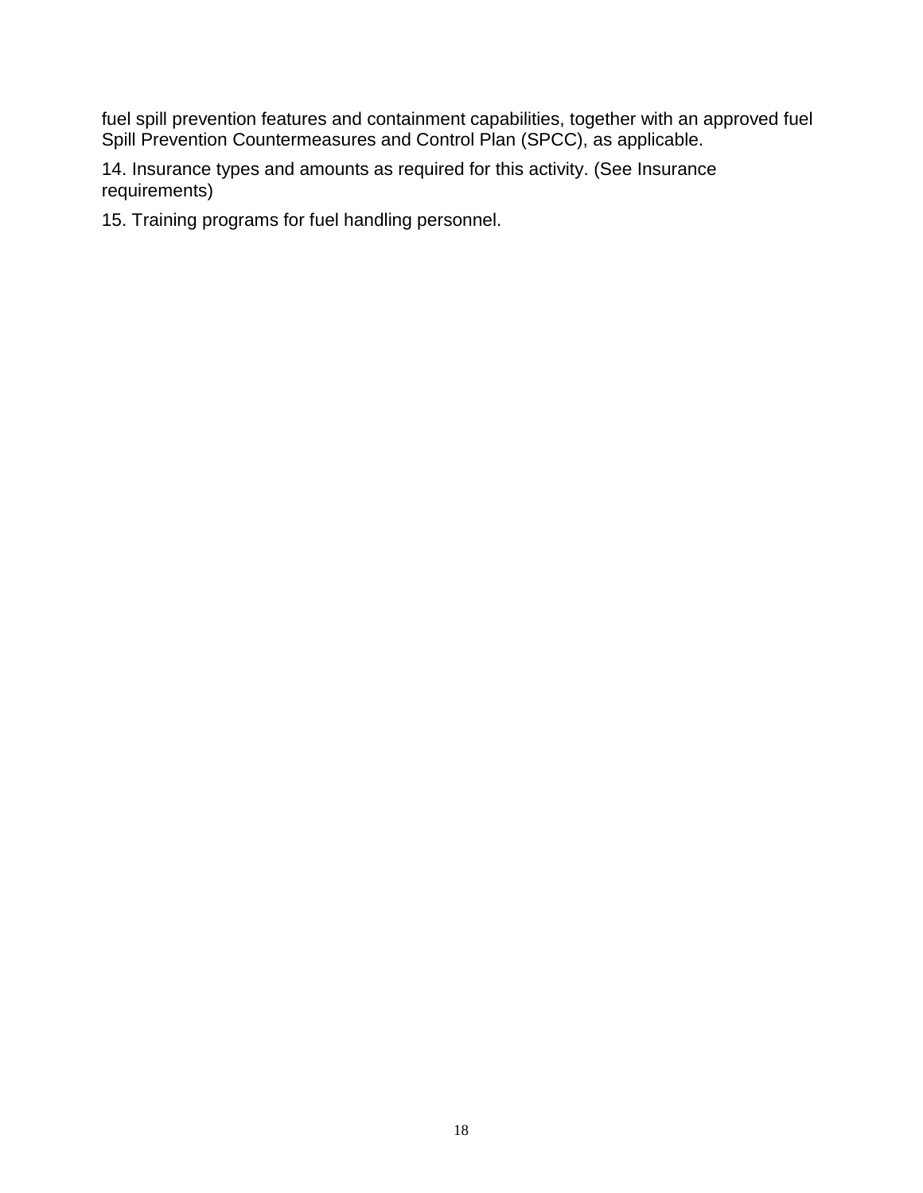fuel spill prevention features and containment capabilities, together with an approved fuel Spill Prevention Countermeasures and Control Plan (SPCC), as applicable.

14. Insurance types and amounts as required for this activity. (See Insurance requirements)

15. Training programs for fuel handling personnel.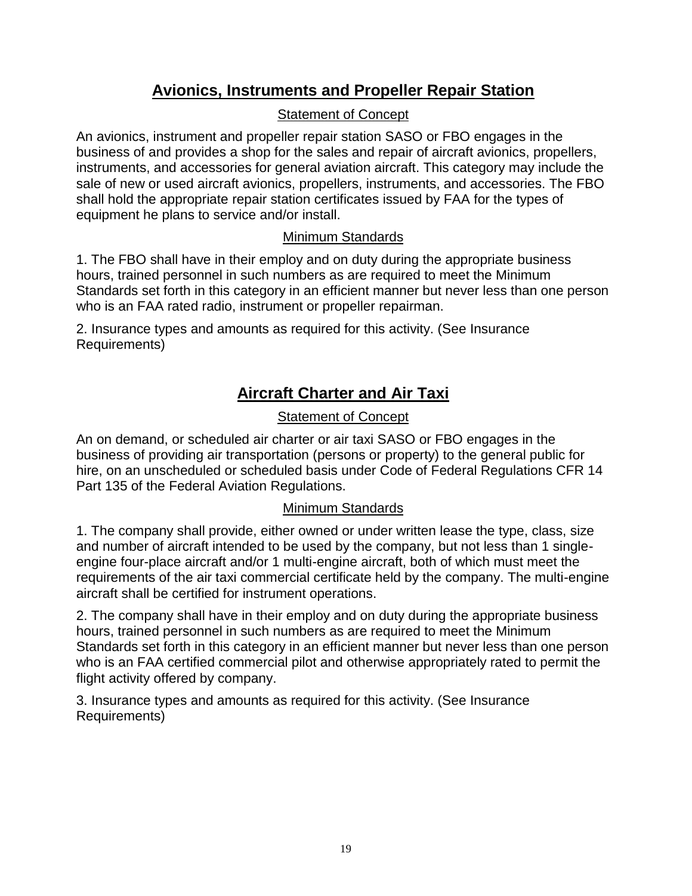## Avionics, Instruments and Propeller Repair Station

### Statement of Concept

An avionics, instrument and propeller repair station SASO or FBO engages in the business of and provides a shop for the sales and repair of aircraft avionics, propellers, instruments, and accessories for general aviation aircraft. This category may include the sale of new or used aircraft avionics, propellers, instruments, and accessories. The FBO shall hold the appropriate repair station certificates issued by FAA for the types of equipment he plans to service and/or install.

### Minimum Standards

1. The FBO shall have in their employ and on duty during the appropriate business hours, trained personnel in such numbers as are required to meet the Minimum Standards set forth in this category in an efficient manner but never less than one person who is an FAA rated radio, instrument or propeller repairman.

2. Insurance types and amounts as required for this activity. (See Insurance Requirements)

## Aircraft Charter and Air Taxi

### Statement of Concept

An on demand, or scheduled air charter or air taxi SASO or FBO engages in the business of providing air transportation (persons or property) to the general public for hire, on an unscheduled or scheduled basis under Code of Federal Regulations CFR 14 Part 135 of the Federal Aviation Regulations.

### Minimum Standards

1. The company shall provide, either owned or under written lease the type, class, size and number of aircraft intended to be used by the company, but not less than 1 single-engine four-place aircraft and/or 1 multi-engine aircraft, both of which must meet the requirements of the air taxi commercial certificate held by the company. The multi-engine aircraft shall be certified for instrument operations.

2. The company shall have in their employ and on duty during the appropriate business hours, trained personnel in such numbers as are required to meet the Minimum Standards set forth in this category in an efficient manner but never less than one person who is an FAA certified commercial pilot and otherwise appropriately rated to permit the flight activity offered by company.

3. Insurance types and amounts as required for this activity. (See Insurance Requirements)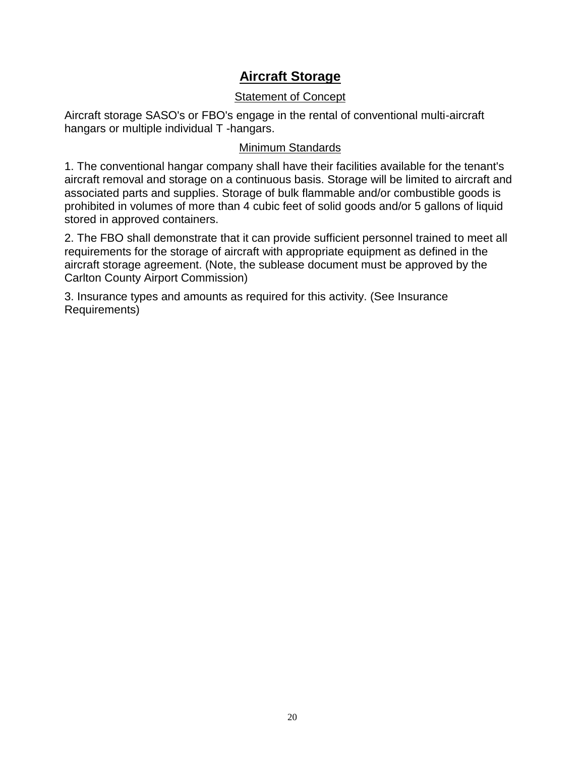## Aircraft Storage

### Statement of Concept

Aircraft storage SASO's or FBO's engage in the rental of conventional multi-aircraft hangars or multiple individual T -hangars.

### Minimum Standards

1. The conventional hangar company shall have their facilities available for the tenant's aircraft removal and storage on a continuous basis. Storage will be limited to aircraft and associated parts and supplies. Storage of bulk flammable and/or combustible goods is prohibited in volumes of more than 4 cubic feet of solid goods and/or 5 gallons of liquid stored in approved containers.

2. The FBO shall demonstrate that it can provide sufficient personnel trained to meet all requirements for the storage of aircraft with appropriate equipment as defined in the aircraft storage agreement. (Note, the sublease document must be approved by the Carlton County Airport Commission)

3. Insurance types and amounts as required for this activity. (See Insurance Requirements)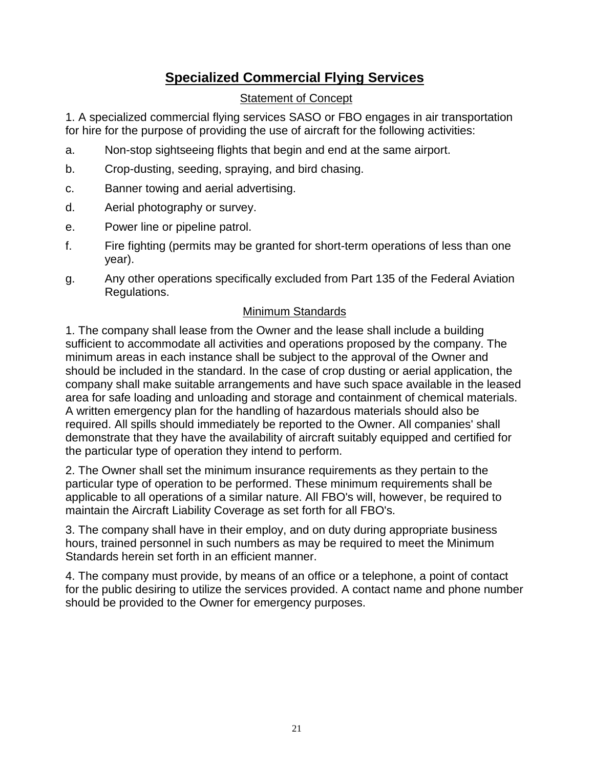# Specialized Commercial Flying Services

## Statement of Concept

1. A specialized commercial flying services SASO or FBO engages in air transportation for hire for the purpose of providing the use of aircraft for the following activities:

a. Non-stop sightseeing flights that begin and end at the same airport.

b. Crop-dusting, seeding, spraying, and bird chasing.

c. Banner towing and aerial advertising.

d. Aerial photography or survey.

e. Power line or pipeline patrol.

f. Fire fighting (permits may be granted for short-term operations of less than one year).

g. Any other operations specifically excluded from Part 135 of the Federal Aviation Regulations.

## Minimum Standards

1. The company shall lease from the Owner and the lease shall include a building sufficient to accommodate all activities and operations proposed by the company. The minimum areas in each instance shall be subject to the approval of the Owner and should be included in the standard. In the case of crop dusting or aerial application, the company shall make suitable arrangements and have such space available in the leased area for safe loading and unloading and storage and containment of chemical materials. A written emergency plan for the handling of hazardous materials should also be required. All spills should immediately be reported to the Owner. All companies' shall demonstrate that they have the availability of aircraft suitably equipped and certified for the particular type of operation they intend to perform.

2. The Owner shall set the minimum insurance requirements as they pertain to the particular type of operation to be performed. These minimum requirements shall be applicable to all operations of a similar nature. All FBO's will, however, be required to maintain the Aircraft Liability Coverage as set forth for all FBO's.

3. The company shall have in their employ, and on duty during appropriate business hours, trained personnel in such numbers as may be required to meet the Minimum Standards herein set forth in an efficient manner.

4. The company must provide, by means of an office or a telephone, a point of contact for the public desiring to utilize the services provided. A contact name and phone number should be provided to the Owner for emergency purposes.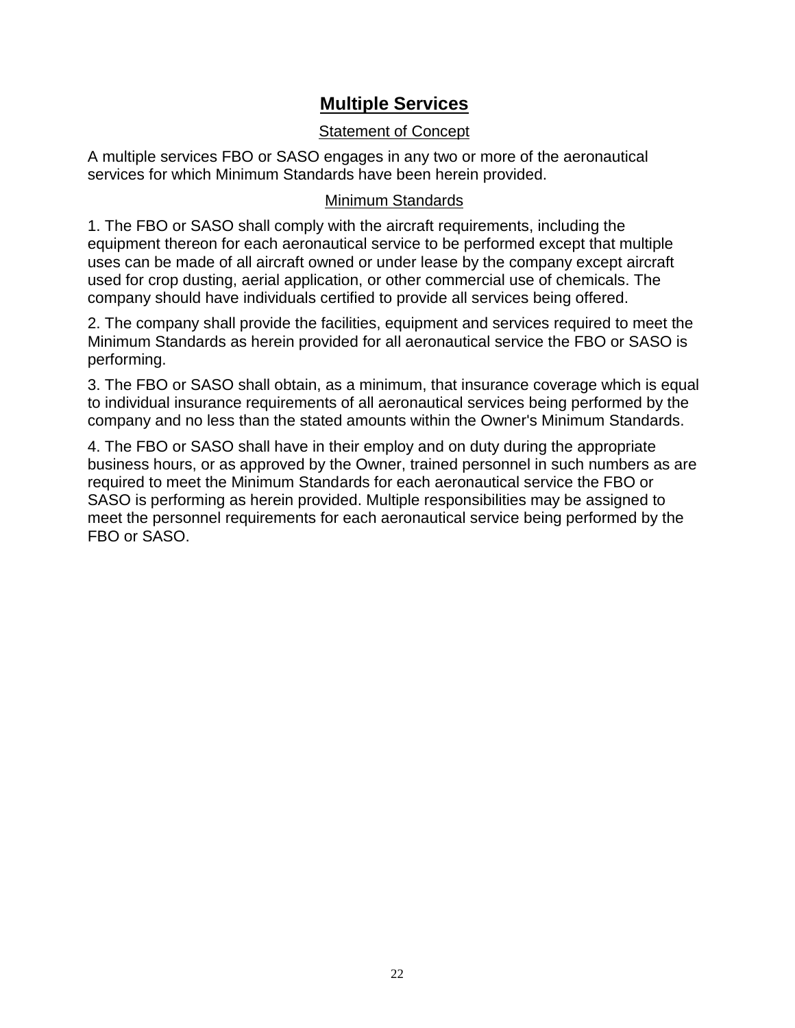# Multiple Services

## Statement of Concept

A multiple services FBO or SASO engages in any two or more of the aeronautical services for which Minimum Standards have been herein provided.

## Minimum Standards

1. The FBO or SASO shall comply with the aircraft requirements, including the equipment thereon for each aeronautical service to be performed except that multiple uses can be made of all aircraft owned or under lease by the company except aircraft used for crop dusting, aerial application, or other commercial use of chemicals. The company should have individuals certified to provide all services being offered.

2. The company shall provide the facilities, equipment and services required to meet the Minimum Standards as herein provided for all aeronautical service the FBO or SASO is performing.

3. The FBO or SASO shall obtain, as a minimum, that insurance coverage which is equal to individual insurance requirements of all aeronautical services being performed by the company and no less than the stated amounts within the Owner's Minimum Standards.

4. The FBO or SASO shall have in their employ and on duty during the appropriate business hours, or as approved by the Owner, trained personnel in such numbers as are required to meet the Minimum Standards for each aeronautical service the FBO or SASO is performing as herein provided. Multiple responsibilities may be assigned to meet the personnel requirements for each aeronautical service being performed by the FBO or SASO.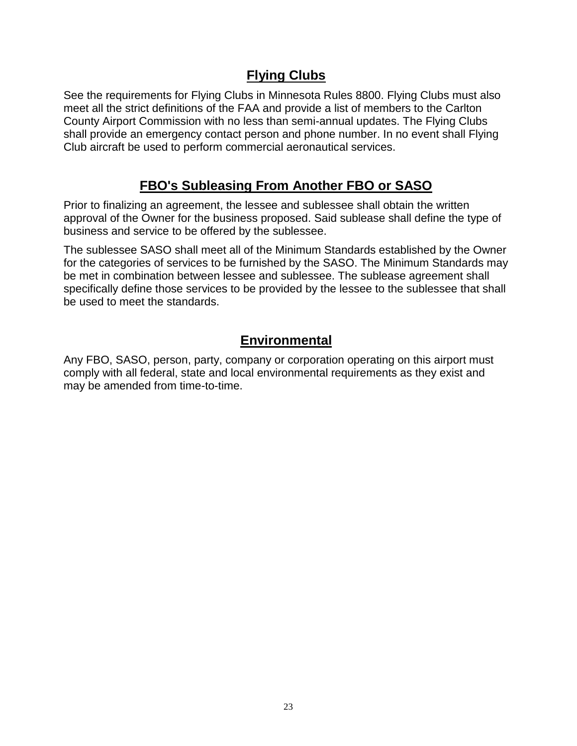## Flying Clubs

See the requirements for Flying Clubs in Minnesota Rules 8800. Flying Clubs must also meet all the strict definitions of the FAA and provide a list of members to the Carlton County Airport Commission with no less than semi-annual updates. The Flying Clubs shall provide an emergency contact person and phone number. In no event shall Flying Club aircraft be used to perform commercial aeronautical services.

## FBO's Subleasing From Another FBO or SASO

Prior to finalizing an agreement, the lessee and sublessee shall obtain the written approval of the Owner for the business proposed. Said sublease shall define the type of business and service to be offered by the sublessee.

The sublessee SASO shall meet all of the Minimum Standards established by the Owner for the categories of services to be furnished by the SASO. The Minimum Standards may be met in combination between lessee and sublessee. The sublease agreement shall specifically define those services to be provided by the lessee to the sublessee that shall be used to meet the standards.

## Environmental

Any FBO, SASO, person, party, company or corporation operating on this airport must comply with all federal, state and local environmental requirements as they exist and may be amended from time-to-time.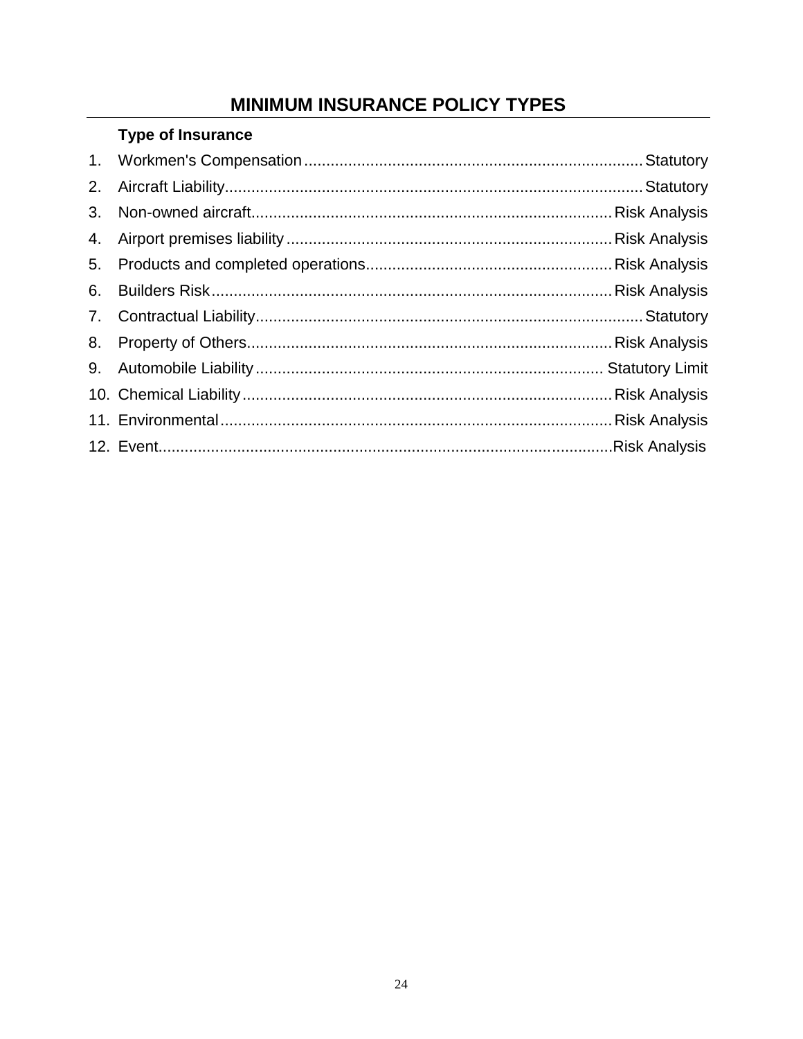## MINIMUM INSURANCE POLICY TYPES

| | Type of Insurance | |
|---|---|---|
| 1. | Workmen's Compensation | Statutory |
| 2. | Aircraft Liability | Statutory |
| 3. | Non-owned aircraft | Risk Analysis |
| 4. | Airport premises liability | Risk Analysis |
| 5. | Products and completed operations | Risk Analysis |
| 6. | Builders Risk | Risk Analysis |
| 7. | Contractual Liability | Statutory |
| 8. | Property of Others | Risk Analysis |
| 9. | Automobile Liability | Statutory Limit |
| 10. | Chemical Liability | Risk Analysis |
| 11. | Environmental | Risk Analysis |
| 12. | Event | Risk Analysis |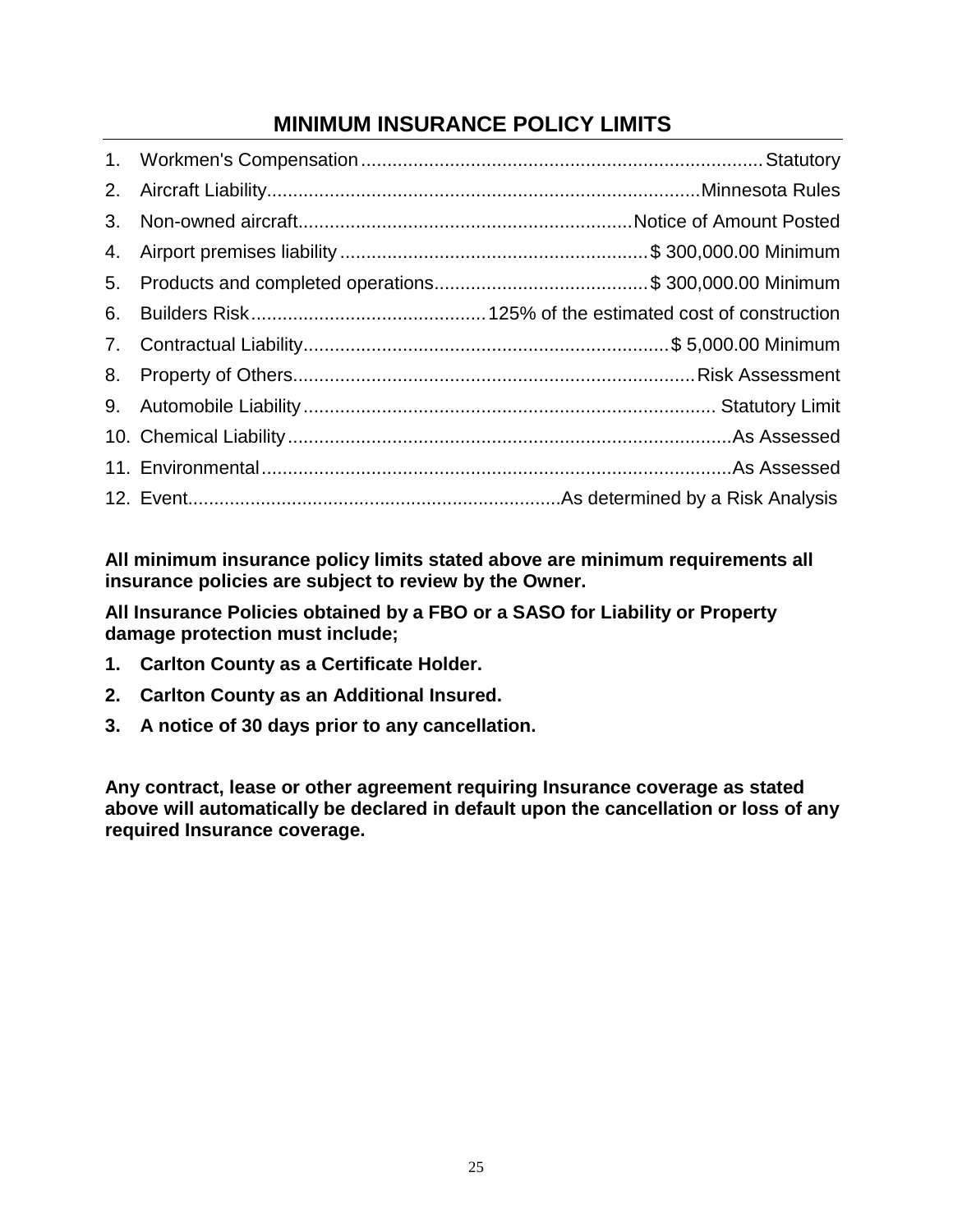## MINIMUM INSURANCE POLICY LIMITS

1. Workmen's Compensation............................................................................Statutory
2. Aircraft Liability..................................................................................Minnesota Rules
3. Non-owned aircraft................................................................Notice of Amount Posted
4. Airport premises liability..........................................................$ 300,000.00 Minimum
5. Products and completed operations.........................................$ 300,000.00 Minimum
6. Builders Risk.............................................125% of the estimated cost of construction
7. Contractual Liability......................................................................$ 5,000.00 Minimum
8. Property of Others............................................................................Risk Assessment
9. Automobile Liability............................................................................... Statutory Limit
10. Chemical Liability.....................................................................................As Assessed
11. Environmental..........................................................................................As Assessed
12. Event.......................................................................As determined by a Risk Analysis

**All minimum insurance policy limits stated above are minimum requirements all insurance policies are subject to review by the Owner.**

**All Insurance Policies obtained by a FBO or a SASO for Liability or Property damage protection must include;**

1. **Carlton County as a Certificate Holder.**
2. **Carlton County as an Additional Insured.**
3. **A notice of 30 days prior to any cancellation.**

**Any contract, lease or other agreement requiring Insurance coverage as stated above will automatically be declared in default upon the cancellation or loss of any required Insurance coverage.**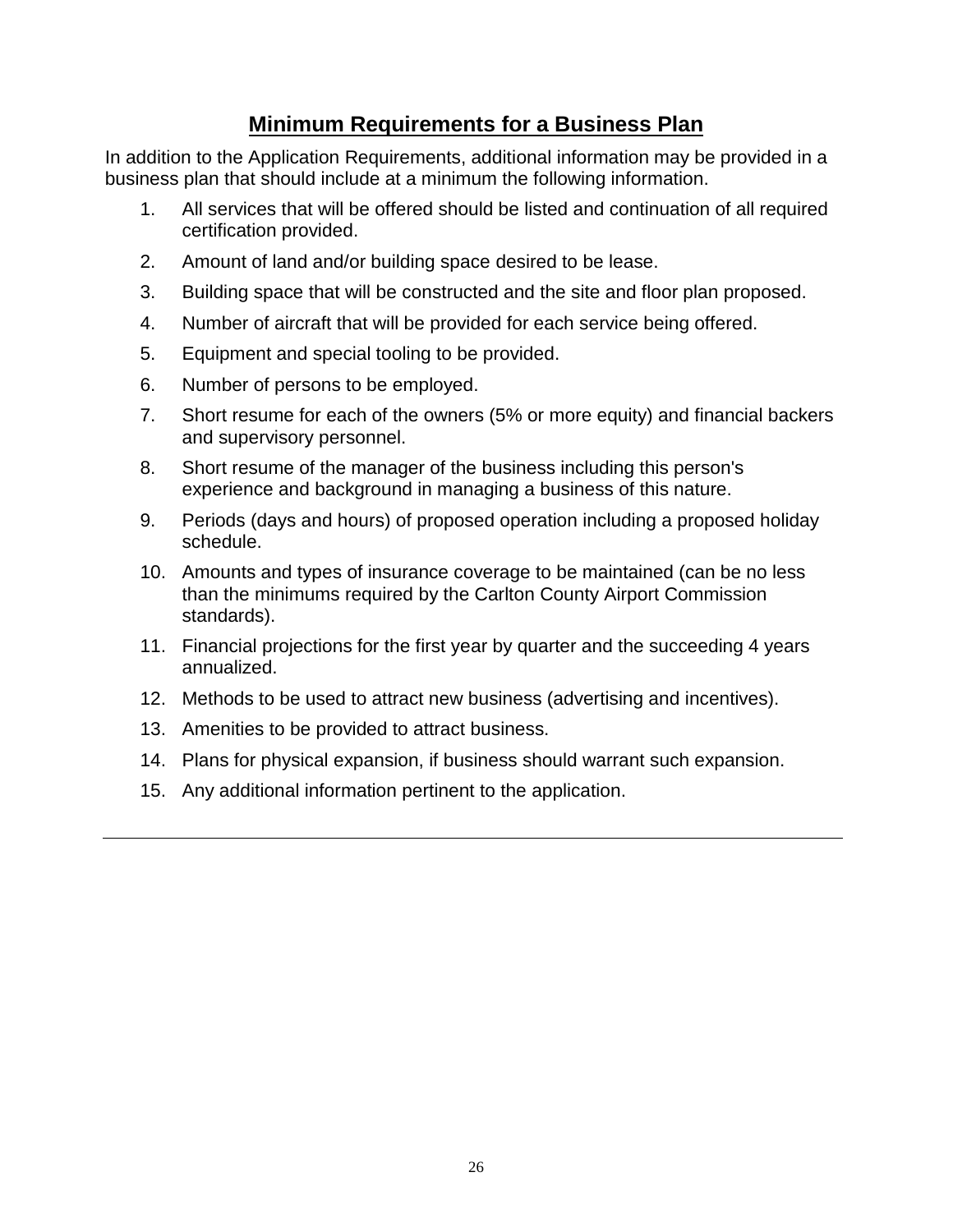## Minimum Requirements for a Business Plan

In addition to the Application Requirements, additional information may be provided in a business plan that should include at a minimum the following information.

1. All services that will be offered should be listed and continuation of all required certification provided.
2. Amount of land and/or building space desired to be lease.
3. Building space that will be constructed and the site and floor plan proposed.
4. Number of aircraft that will be provided for each service being offered.
5. Equipment and special tooling to be provided.
6. Number of persons to be employed.
7. Short resume for each of the owners (5% or more equity) and financial backers and supervisory personnel.
8. Short resume of the manager of the business including this person's experience and background in managing a business of this nature.
9. Periods (days and hours) of proposed operation including a proposed holiday schedule.
10. Amounts and types of insurance coverage to be maintained (can be no less than the minimums required by the Carlton County Airport Commission standards).
11. Financial projections for the first year by quarter and the succeeding 4 years annualized.
12. Methods to be used to attract new business (advertising and incentives).
13. Amenities to be provided to attract business.
14. Plans for physical expansion, if business should warrant such expansion.
15. Any additional information pertinent to the application.

---